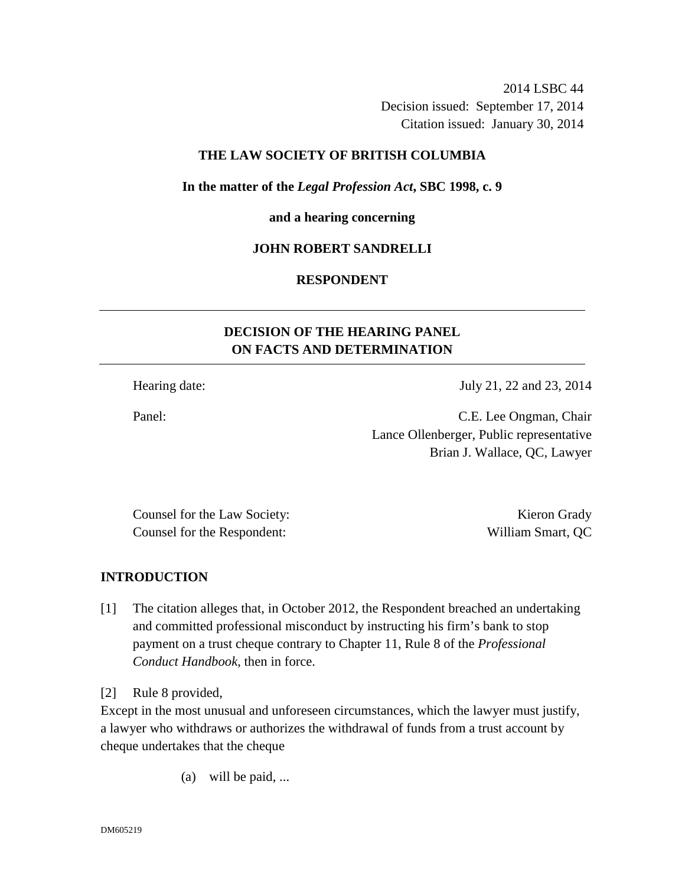2014 LSBC 44
Decision issued: September 17, 2014
Citation issued: January 30, 2014

**THE LAW SOCIETY OF BRITISH COLUMBIA**

**In the matter of the *Legal Profession Act*, SBC 1998, c. 9**

**and a hearing concerning**

**JOHN ROBERT SANDRELLI**

**RESPONDENT**

---

## DECISION OF THE HEARING PANEL ON FACTS AND DETERMINATION

---

Hearing date: July 21, 22 and 23, 2014

Panel: C.E. Lee Ongman, Chair
Lance Ollenberger, Public representative
Brian J. Wallace, QC, Lawyer

Counsel for the Law Society: Kieron Grady
Counsel for the Respondent: William Smart, QC

## INTRODUCTION

[1] The citation alleges that, in October 2012, the Respondent breached an undertaking and committed professional misconduct by instructing his firm's bank to stop payment on a trust cheque contrary to Chapter 11, Rule 8 of the *Professional Conduct Handbook*, then in force.

[2] Rule 8 provided,

Except in the most unusual and unforeseen circumstances, which the lawyer must justify, a lawyer who withdraws or authorizes the withdrawal of funds from a trust account by cheque undertakes that the cheque

(a) will be paid, ...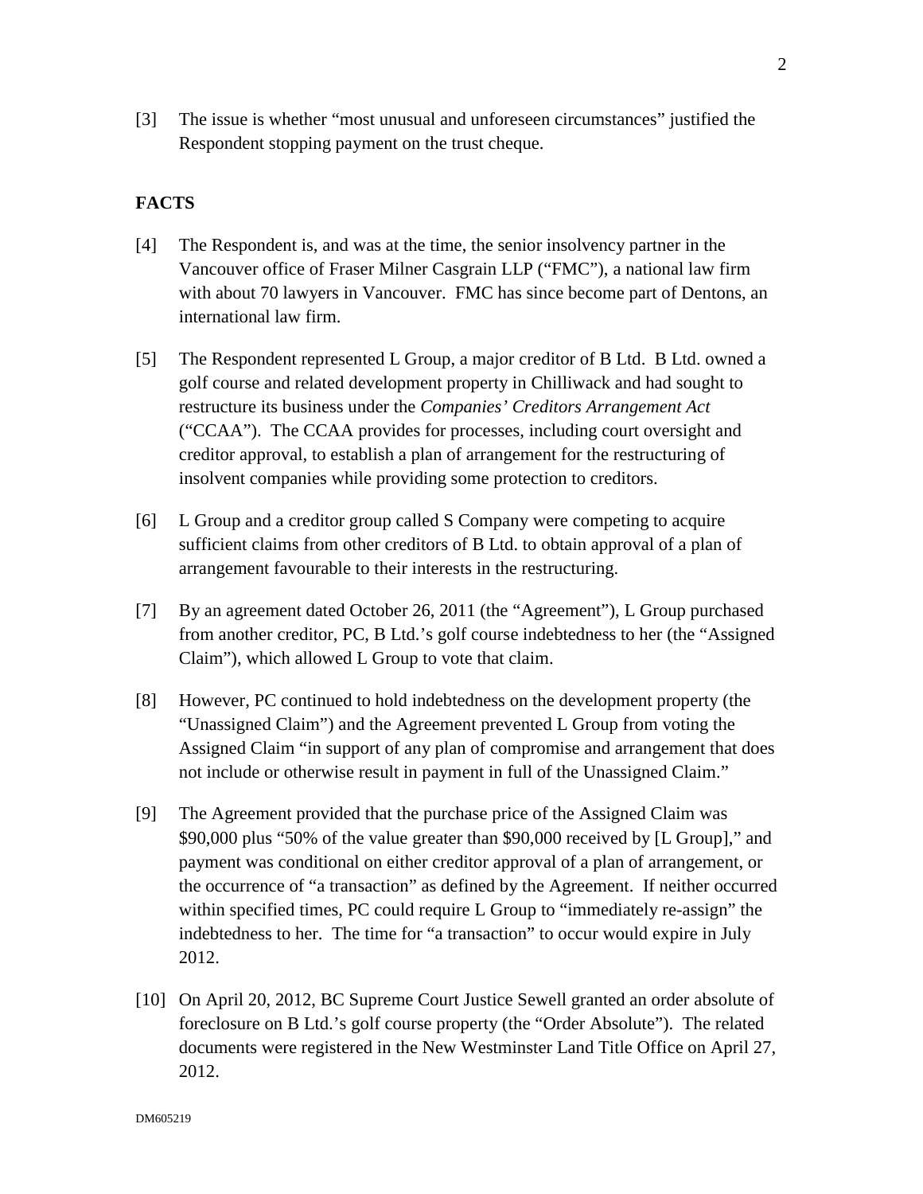[3] The issue is whether "most unusual and unforeseen circumstances" justified the Respondent stopping payment on the trust cheque.

## FACTS

[4] The Respondent is, and was at the time, the senior insolvency partner in the Vancouver office of Fraser Milner Casgrain LLP ("FMC"), a national law firm with about 70 lawyers in Vancouver. FMC has since become part of Dentons, an international law firm.

[5] The Respondent represented L Group, a major creditor of B Ltd. B Ltd. owned a golf course and related development property in Chilliwack and had sought to restructure its business under the *Companies' Creditors Arrangement Act* ("CCAA"). The CCAA provides for processes, including court oversight and creditor approval, to establish a plan of arrangement for the restructuring of insolvent companies while providing some protection to creditors.

[6] L Group and a creditor group called S Company were competing to acquire sufficient claims from other creditors of B Ltd. to obtain approval of a plan of arrangement favourable to their interests in the restructuring.

[7] By an agreement dated October 26, 2011 (the "Agreement"), L Group purchased from another creditor, PC, B Ltd.'s golf course indebtedness to her (the "Assigned Claim"), which allowed L Group to vote that claim.

[8] However, PC continued to hold indebtedness on the development property (the "Unassigned Claim") and the Agreement prevented L Group from voting the Assigned Claim "in support of any plan of compromise and arrangement that does not include or otherwise result in payment in full of the Unassigned Claim."

[9] The Agreement provided that the purchase price of the Assigned Claim was $90,000 plus "50% of the value greater than $90,000 received by [L Group]," and payment was conditional on either creditor approval of a plan of arrangement, or the occurrence of "a transaction" as defined by the Agreement. If neither occurred within specified times, PC could require L Group to "immediately re-assign" the indebtedness to her. The time for "a transaction" to occur would expire in July 2012.

[10] On April 20, 2012, BC Supreme Court Justice Sewell granted an order absolute of foreclosure on B Ltd.'s golf course property (the "Order Absolute"). The related documents were registered in the New Westminster Land Title Office on April 27, 2012.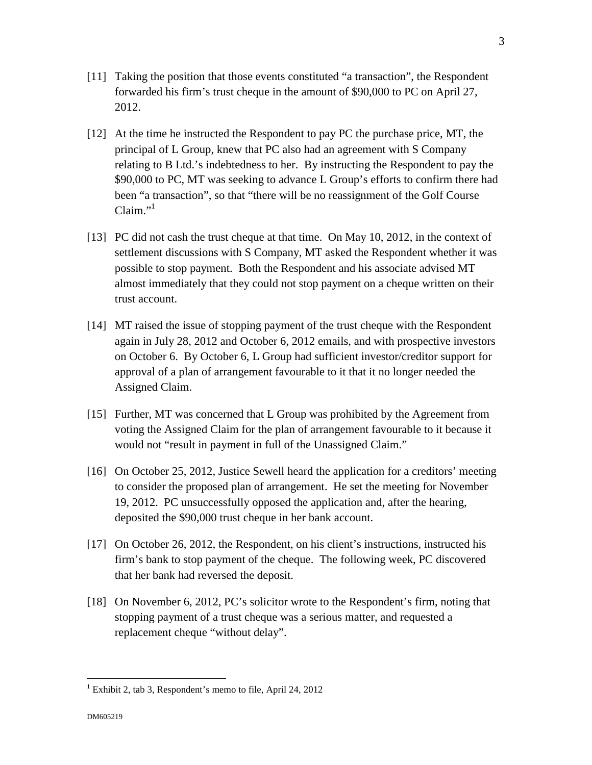[11] Taking the position that those events constituted "a transaction", the Respondent forwarded his firm's trust cheque in the amount of $90,000 to PC on April 27, 2012.

[12] At the time he instructed the Respondent to pay PC the purchase price, MT, the principal of L Group, knew that PC also had an agreement with S Company relating to B Ltd.'s indebtedness to her. By instructing the Respondent to pay the $90,000 to PC, MT was seeking to advance L Group's efforts to confirm there had been "a transaction", so that "there will be no reassignment of the Golf Course Claim."[1]

[13] PC did not cash the trust cheque at that time. On May 10, 2012, in the context of settlement discussions with S Company, MT asked the Respondent whether it was possible to stop payment. Both the Respondent and his associate advised MT almost immediately that they could not stop payment on a cheque written on their trust account.

[14] MT raised the issue of stopping payment of the trust cheque with the Respondent again in July 28, 2012 and October 6, 2012 emails, and with prospective investors on October 6. By October 6, L Group had sufficient investor/creditor support for approval of a plan of arrangement favourable to it that it no longer needed the Assigned Claim.

[15] Further, MT was concerned that L Group was prohibited by the Agreement from voting the Assigned Claim for the plan of arrangement favourable to it because it would not "result in payment in full of the Unassigned Claim."

[16] On October 25, 2012, Justice Sewell heard the application for a creditors' meeting to consider the proposed plan of arrangement. He set the meeting for November 19, 2012. PC unsuccessfully opposed the application and, after the hearing, deposited the $90,000 trust cheque in her bank account.

[17] On October 26, 2012, the Respondent, on his client's instructions, instructed his firm's bank to stop payment of the cheque. The following week, PC discovered that her bank had reversed the deposit.

[18] On November 6, 2012, PC's solicitor wrote to the Respondent's firm, noting that stopping payment of a trust cheque was a serious matter, and requested a replacement cheque "without delay".

---

[1] Exhibit 2, tab 3, Respondent's memo to file, April 24, 2012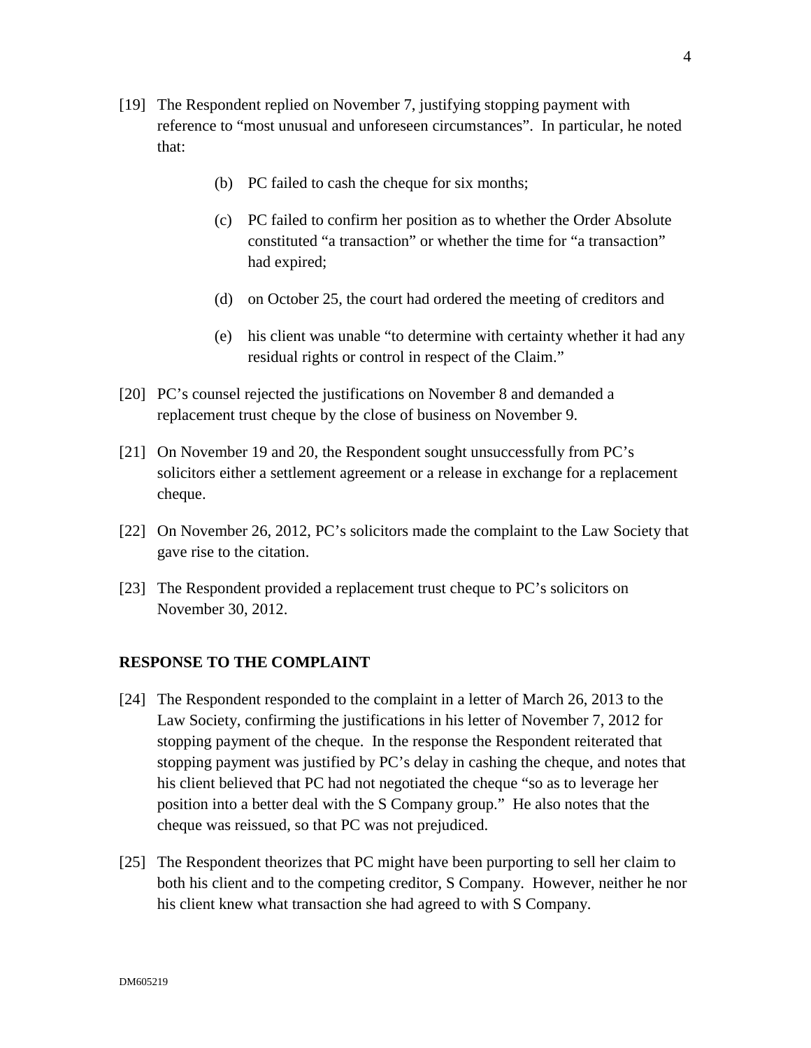[19] The Respondent replied on November 7, justifying stopping payment with reference to "most unusual and unforeseen circumstances". In particular, he noted that:

> (b) PC failed to cash the cheque for six months;
>
> (c) PC failed to confirm her position as to whether the Order Absolute constituted "a transaction" or whether the time for "a transaction" had expired;
>
> (d) on October 25, the court had ordered the meeting of creditors and
>
> (e) his client was unable "to determine with certainty whether it had any residual rights or control in respect of the Claim."

[20] PC's counsel rejected the justifications on November 8 and demanded a replacement trust cheque by the close of business on November 9.

[21] On November 19 and 20, the Respondent sought unsuccessfully from PC's solicitors either a settlement agreement or a release in exchange for a replacement cheque.

[22] On November 26, 2012, PC's solicitors made the complaint to the Law Society that gave rise to the citation.

[23] The Respondent provided a replacement trust cheque to PC's solicitors on November 30, 2012.

## RESPONSE TO THE COMPLAINT

[24] The Respondent responded to the complaint in a letter of March 26, 2013 to the Law Society, confirming the justifications in his letter of November 7, 2012 for stopping payment of the cheque. In the response the Respondent reiterated that stopping payment was justified by PC's delay in cashing the cheque, and notes that his client believed that PC had not negotiated the cheque "so as to leverage her position into a better deal with the S Company group." He also notes that the cheque was reissued, so that PC was not prejudiced.

[25] The Respondent theorizes that PC might have been purporting to sell her claim to both his client and to the competing creditor, S Company. However, neither he nor his client knew what transaction she had agreed to with S Company.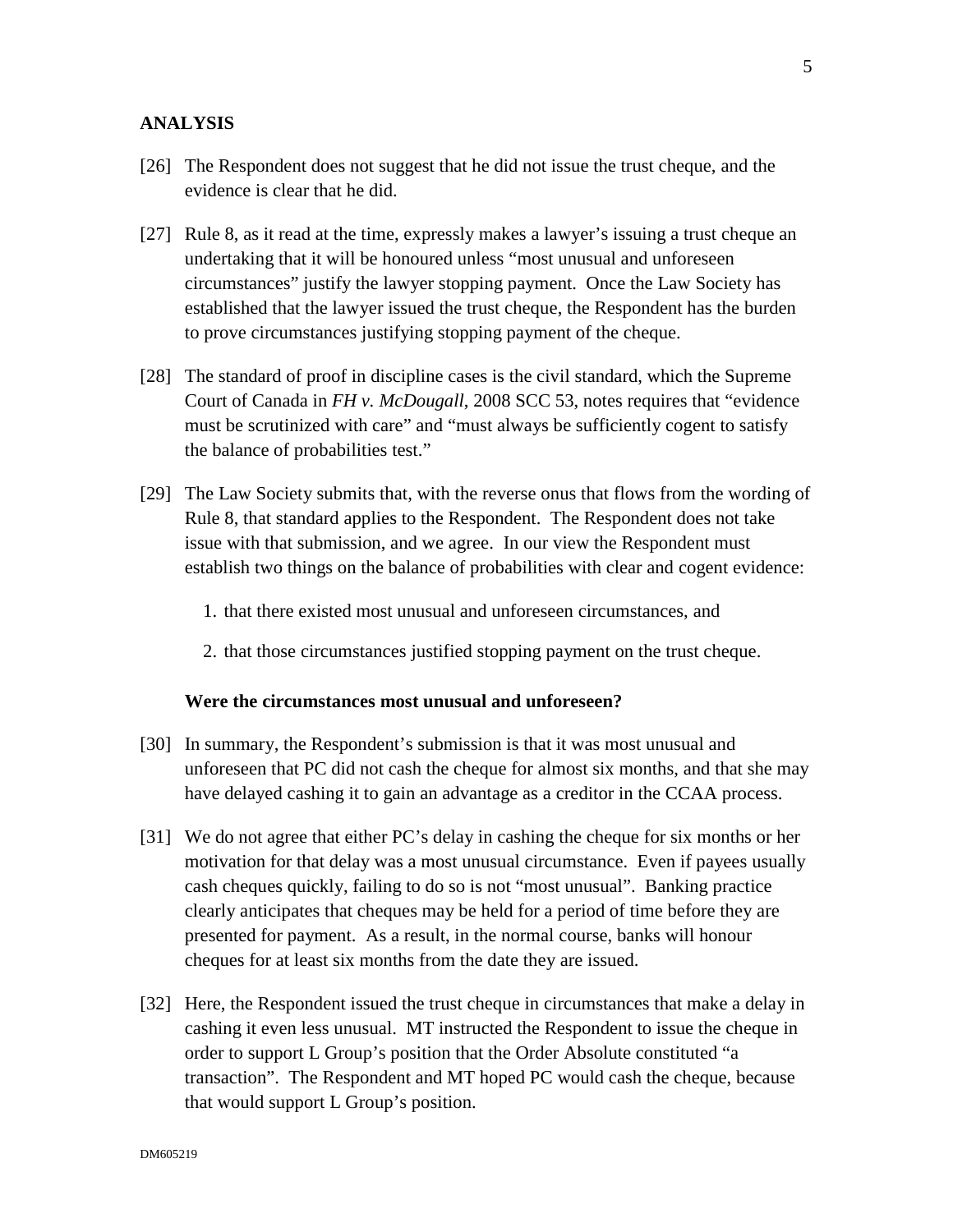## ANALYSIS

[26] The Respondent does not suggest that he did not issue the trust cheque, and the evidence is clear that he did.

[27] Rule 8, as it read at the time, expressly makes a lawyer's issuing a trust cheque an undertaking that it will be honoured unless "most unusual and unforeseen circumstances" justify the lawyer stopping payment. Once the Law Society has established that the lawyer issued the trust cheque, the Respondent has the burden to prove circumstances justifying stopping payment of the cheque.

[28] The standard of proof in discipline cases is the civil standard, which the Supreme Court of Canada in *FH v. McDougall*, 2008 SCC 53, notes requires that "evidence must be scrutinized with care" and "must always be sufficiently cogent to satisfy the balance of probabilities test."

[29] The Law Society submits that, with the reverse onus that flows from the wording of Rule 8, that standard applies to the Respondent. The Respondent does not take issue with that submission, and we agree. In our view the Respondent must establish two things on the balance of probabilities with clear and cogent evidence:

1. that there existed most unusual and unforeseen circumstances, and
2. that those circumstances justified stopping payment on the trust cheque.

### Were the circumstances most unusual and unforeseen?

[30] In summary, the Respondent's submission is that it was most unusual and unforeseen that PC did not cash the cheque for almost six months, and that she may have delayed cashing it to gain an advantage as a creditor in the CCAA process.

[31] We do not agree that either PC's delay in cashing the cheque for six months or her motivation for that delay was a most unusual circumstance. Even if payees usually cash cheques quickly, failing to do so is not "most unusual". Banking practice clearly anticipates that cheques may be held for a period of time before they are presented for payment. As a result, in the normal course, banks will honour cheques for at least six months from the date they are issued.

[32] Here, the Respondent issued the trust cheque in circumstances that make a delay in cashing it even less unusual. MT instructed the Respondent to issue the cheque in order to support L Group's position that the Order Absolute constituted "a transaction". The Respondent and MT hoped PC would cash the cheque, because that would support L Group's position.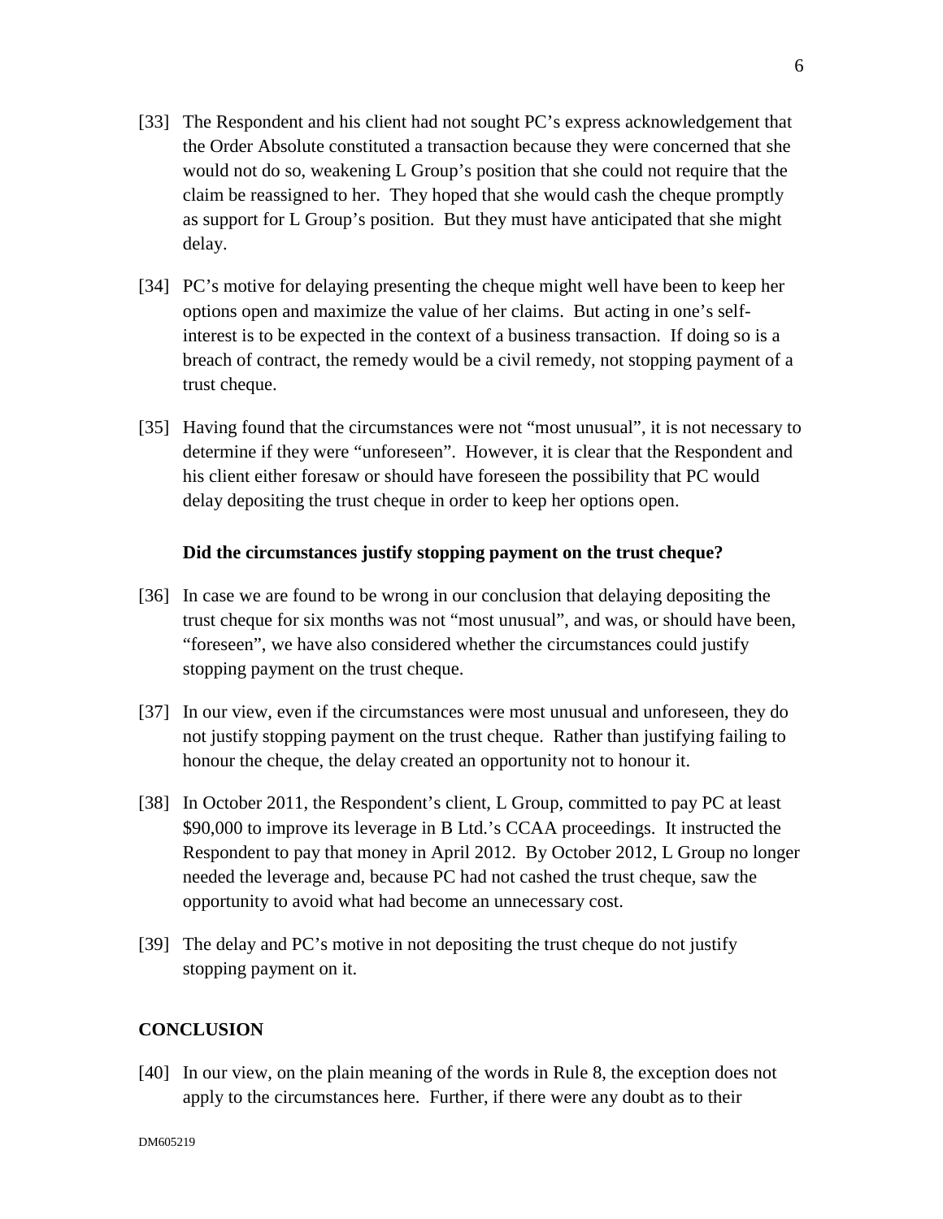[33] The Respondent and his client had not sought PC's express acknowledgement that the Order Absolute constituted a transaction because they were concerned that she would not do so, weakening L Group's position that she could not require that the claim be reassigned to her. They hoped that she would cash the cheque promptly as support for L Group's position. But they must have anticipated that she might delay.

[34] PC's motive for delaying presenting the cheque might well have been to keep her options open and maximize the value of her claims. But acting in one's self-interest is to be expected in the context of a business transaction. If doing so is a breach of contract, the remedy would be a civil remedy, not stopping payment of a trust cheque.

[35] Having found that the circumstances were not "most unusual", it is not necessary to determine if they were "unforeseen". However, it is clear that the Respondent and his client either foresaw or should have foreseen the possibility that PC would delay depositing the trust cheque in order to keep her options open.

**Did the circumstances justify stopping payment on the trust cheque?**

[36] In case we are found to be wrong in our conclusion that delaying depositing the trust cheque for six months was not "most unusual", and was, or should have been, "foreseen", we have also considered whether the circumstances could justify stopping payment on the trust cheque.

[37] In our view, even if the circumstances were most unusual and unforeseen, they do not justify stopping payment on the trust cheque. Rather than justifying failing to honour the cheque, the delay created an opportunity not to honour it.

[38] In October 2011, the Respondent's client, L Group, committed to pay PC at least $90,000 to improve its leverage in B Ltd.'s CCAA proceedings. It instructed the Respondent to pay that money in April 2012. By October 2012, L Group no longer needed the leverage and, because PC had not cashed the trust cheque, saw the opportunity to avoid what had become an unnecessary cost.

[39] The delay and PC's motive in not depositing the trust cheque do not justify stopping payment on it.

## CONCLUSION

[40] In our view, on the plain meaning of the words in Rule 8, the exception does not apply to the circumstances here. Further, if there were any doubt as to their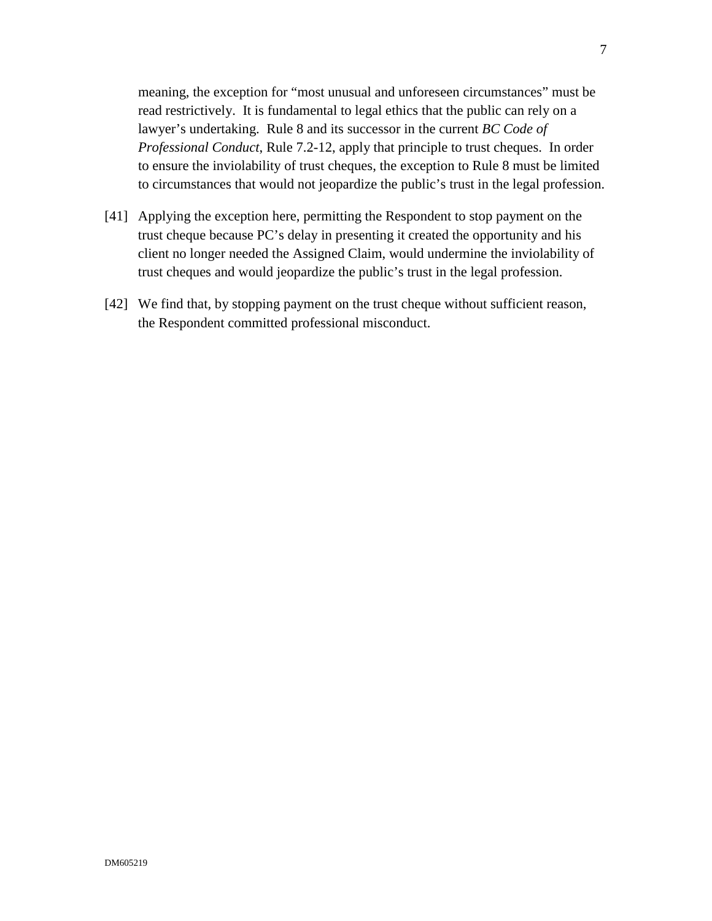meaning, the exception for "most unusual and unforeseen circumstances" must be read restrictively. It is fundamental to legal ethics that the public can rely on a lawyer's undertaking. Rule 8 and its successor in the current *BC Code of Professional Conduct*, Rule 7.2-12, apply that principle to trust cheques. In order to ensure the inviolability of trust cheques, the exception to Rule 8 must be limited to circumstances that would not jeopardize the public's trust in the legal profession.

[41] Applying the exception here, permitting the Respondent to stop payment on the trust cheque because PC's delay in presenting it created the opportunity and his client no longer needed the Assigned Claim, would undermine the inviolability of trust cheques and would jeopardize the public's trust in the legal profession.

[42] We find that, by stopping payment on the trust cheque without sufficient reason, the Respondent committed professional misconduct.